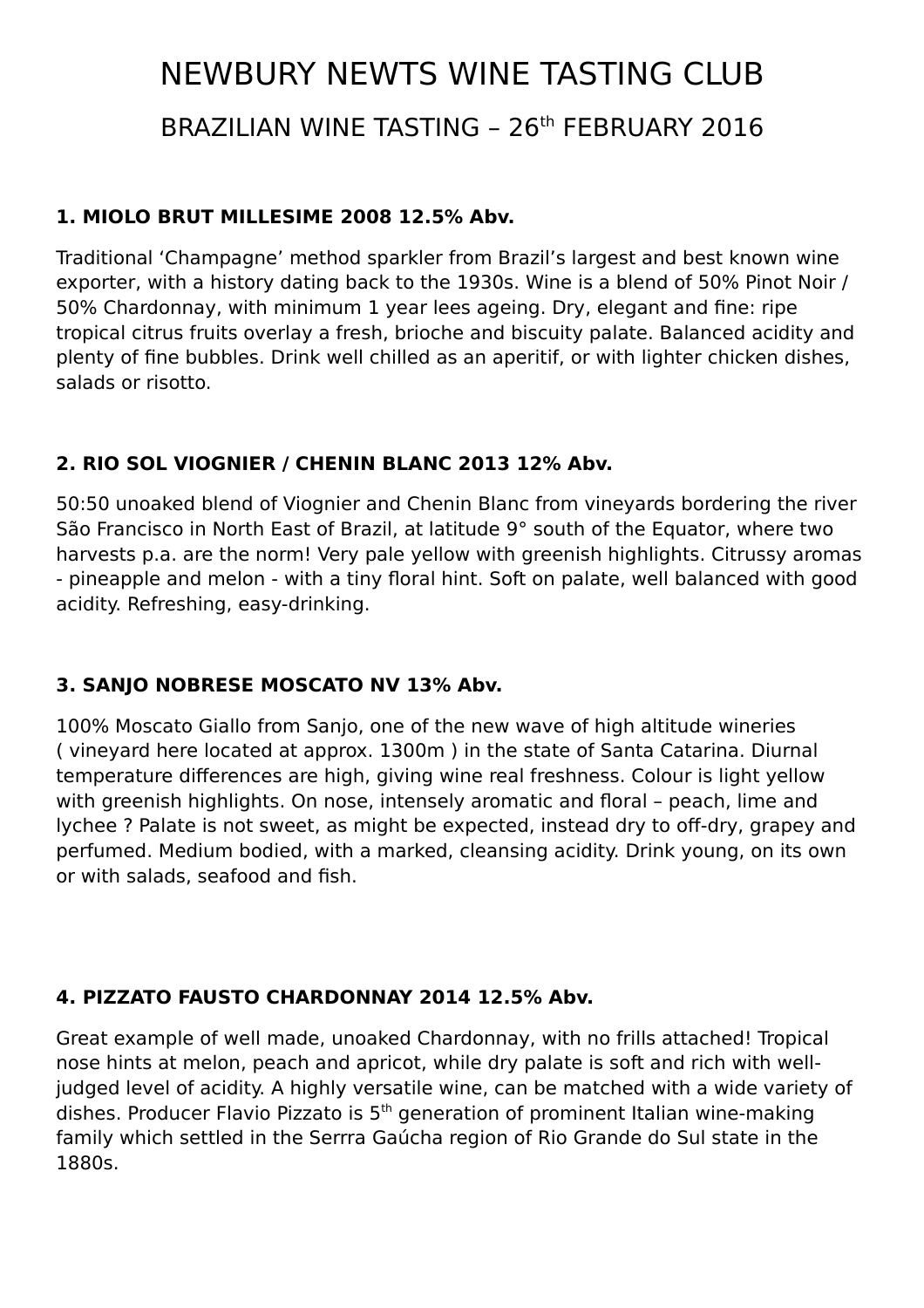# NEWBURY NEWTS WINE TASTING CLUB

## BRAZILIAN WINE TASTING – 26th FEBRUARY 2016

**1. MIOLO BRUT MILLESIME 2008 12.5% Abv.**

Traditional 'Champagne' method sparkler from Brazil's largest and best known wine exporter, with a history dating back to the 1930s. Wine is a blend of 50% Pinot Noir / 50% Chardonnay, with minimum 1 year lees ageing. Dry, elegant and fine: ripe tropical citrus fruits overlay a fresh, brioche and biscuity palate. Balanced acidity and plenty of fine bubbles. Drink well chilled as an aperitif, or with lighter chicken dishes, salads or risotto.

**2. RIO SOL VIOGNIER / CHENIN BLANC 2013 12% Abv.**

50:50 unoaked blend of Viognier and Chenin Blanc from vineyards bordering the river São Francisco in North East of Brazil, at latitude 9° south of the Equator, where two harvests p.a. are the norm! Very pale yellow with greenish highlights. Citrussy aromas - pineapple and melon - with a tiny floral hint. Soft on palate, well balanced with good acidity. Refreshing, easy-drinking.

**3. SANJO NOBRESE MOSCATO NV 13% Abv.**

100% Moscato Giallo from Sanjo, one of the new wave of high altitude wineries ( vineyard here located at approx. 1300m ) in the state of Santa Catarina. Diurnal temperature differences are high, giving wine real freshness. Colour is light yellow with greenish highlights. On nose, intensely aromatic and floral – peach, lime and lychee ? Palate is not sweet, as might be expected, instead dry to off-dry, grapey and perfumed. Medium bodied, with a marked, cleansing acidity. Drink young, on its own or with salads, seafood and fish.

**4. PIZZATO FAUSTO CHARDONNAY 2014 12.5% Abv.**

Great example of well made, unoaked Chardonnay, with no frills attached! Tropical nose hints at melon, peach and apricot, while dry palate is soft and rich with well-judged level of acidity. A highly versatile wine, can be matched with a wide variety of dishes. Producer Flavio Pizzato is 5th generation of prominent Italian wine-making family which settled in the Serrra Gaúcha region of Rio Grande do Sul state in the 1880s.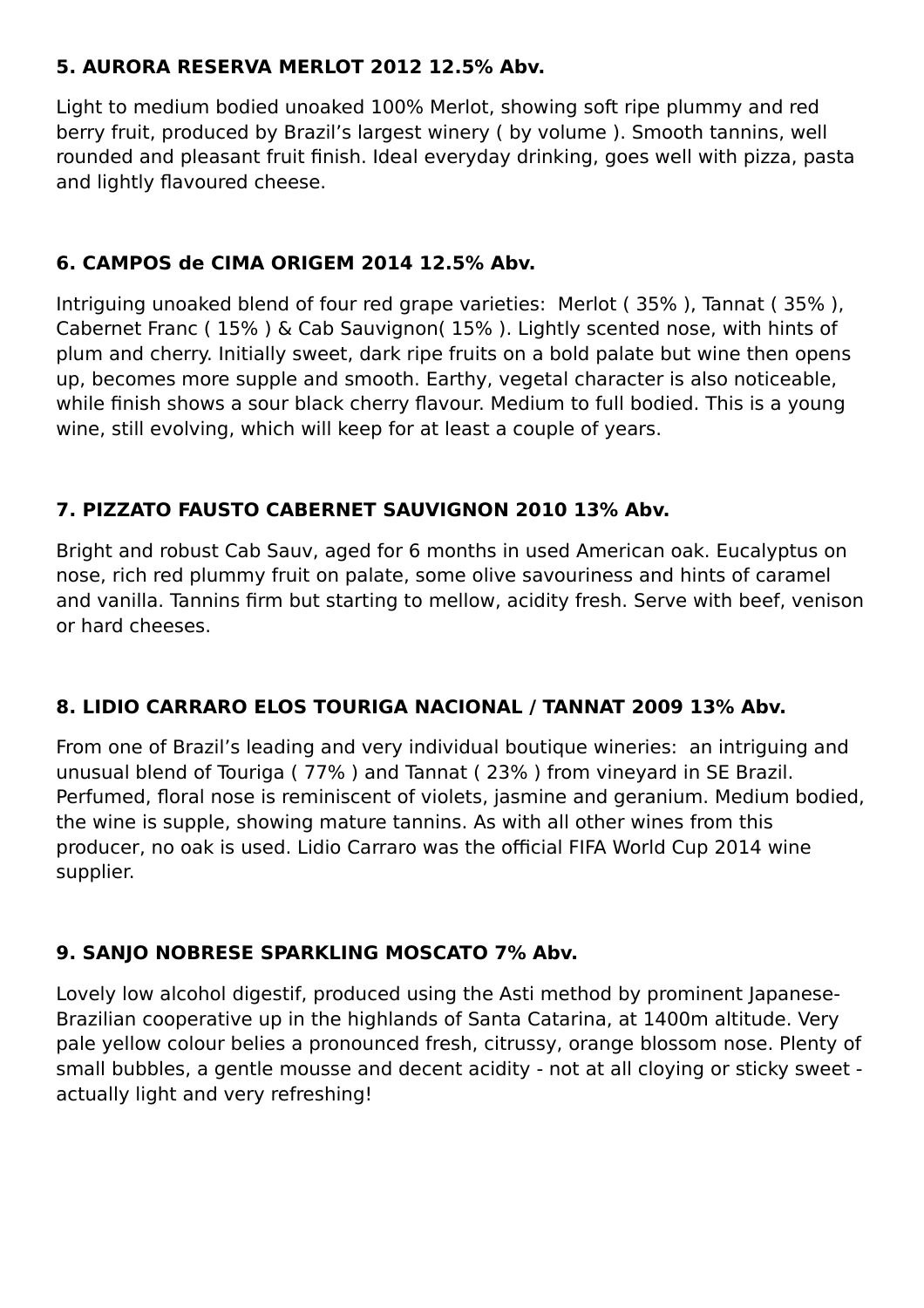**5. AURORA RESERVA MERLOT 2012 12.5% Abv.**

Light to medium bodied unoaked 100% Merlot, showing soft ripe plummy and red berry fruit, produced by Brazil's largest winery ( by volume ). Smooth tannins, well rounded and pleasant fruit finish. Ideal everyday drinking, goes well with pizza, pasta and lightly flavoured cheese.

**6. CAMPOS de CIMA ORIGEM 2014 12.5% Abv.**

Intriguing unoaked blend of four red grape varieties:  Merlot ( 35% ), Tannat ( 35% ), Cabernet Franc ( 15% ) & Cab Sauvignon( 15% ). Lightly scented nose, with hints of plum and cherry. Initially sweet, dark ripe fruits on a bold palate but wine then opens up, becomes more supple and smooth. Earthy, vegetal character is also noticeable, while finish shows a sour black cherry flavour. Medium to full bodied. This is a young wine, still evolving, which will keep for at least a couple of years.

**7. PIZZATO FAUSTO CABERNET SAUVIGNON 2010 13% Abv.**

Bright and robust Cab Sauv, aged for 6 months in used American oak. Eucalyptus on nose, rich red plummy fruit on palate, some olive savouriness and hints of caramel and vanilla. Tannins firm but starting to mellow, acidity fresh. Serve with beef, venison or hard cheeses.

**8. LIDIO CARRARO ELOS TOURIGA NACIONAL / TANNAT 2009 13% Abv.**

From one of Brazil's leading and very individual boutique wineries:  an intriguing and unusual blend of Touriga ( 77% ) and Tannat ( 23% ) from vineyard in SE Brazil. Perfumed, floral nose is reminiscent of violets, jasmine and geranium. Medium bodied, the wine is supple, showing mature tannins. As with all other wines from this producer, no oak is used. Lidio Carraro was the official FIFA World Cup 2014 wine supplier.

**9. SANJO NOBRESE SPARKLING MOSCATO 7% Abv.**

Lovely low alcohol digestif, produced using the Asti method by prominent Japanese-Brazilian cooperative up in the highlands of Santa Catarina, at 1400m altitude. Very pale yellow colour belies a pronounced fresh, citrussy, orange blossom nose. Plenty of small bubbles, a gentle mousse and decent acidity - not at all cloying or sticky sweet - actually light and very refreshing!